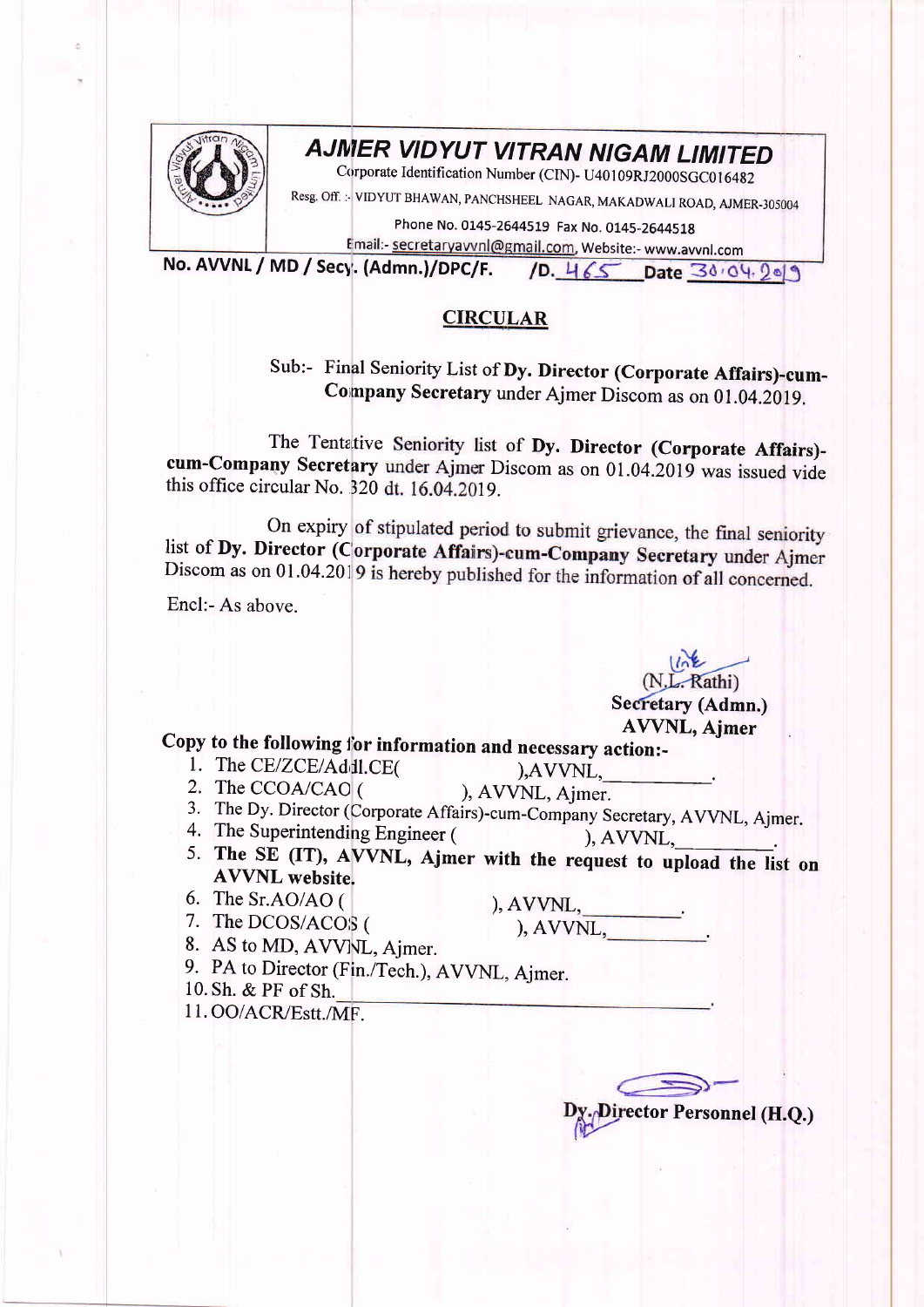# AJMER VIDYUT VITRAN NIGAM LIMITED

Corporate Identification Number (CIN)- U40109RJ2000SGC016482

Resg. Off. :- VIDYUT BHAWAN, PANCHSHEEL NAGAR, MAKADWALI ROAD, AJMER-305004

Phone No. 0145-2644519 Fax No. 0145-2644518

Email:- secretaryavvnl@gmail.com, Website:- www.avvnl.com

**No. AVVNL / MD / Secy. (Admn.)/DPC/F. /D. 465 Date 30.04.2019**

## CIRCULAR

Sub:- Final Seniority List of **Dy. Director (Corporate Affairs)-cum-Company Secretary** under Ajmer Discom as on 01.04.2019.

The Tentative Seniority list of **Dy. Director (Corporate Affairs)-cum-Company Secretary** under Ajmer Discom as on 01.04.2019 was issued vide this office circular No. 320 dt. 16.04.2019.

On expiry of stipulated period to submit grievance, the final seniority list of **Dy. Director (Corporate Affairs)-cum-Company Secretary** under Ajmer Discom as on 01.04.2019 is hereby published for the information of all concerned.

Encl:- As above.

(N.L. Rathi)
**Secretary (Admn.)**
**AVVNL, Ajmer**

**Copy to the following for information and necessary action:-**

1. The CE/ZCE/Addl.CE( ),AVVNL,\_\_\_\_\_\_\_\_\_.
2. The CCOA/CAO ( ), AVVNL, Ajmer.
3. The Dy. Director (Corporate Affairs)-cum-Company Secretary, AVVNL, Ajmer.
4. The Superintending Engineer ( ), AVVNL,\_\_\_\_\_\_\_\_\_.
5. **The SE (IT), AVVNL, Ajmer with the request to upload the list on AVVNL website.**
6. The Sr.AO/AO ( ), AVVNL,\_\_\_\_\_\_\_\_\_.
7. The DCOS/ACOS ( ), AVVNL,\_\_\_\_\_\_\_\_\_.
8. AS to MD, AVVNL, Ajmer.
9. PA to Director (Fin./Tech.), AVVNL, Ajmer.
10. Sh. & PF of Sh.\_\_\_\_\_\_\_\_\_\_\_\_\_\_\_\_\_\_\_\_.
11. OO/ACR/Estt./MF.

**Dy. Director Personnel (H.Q.)**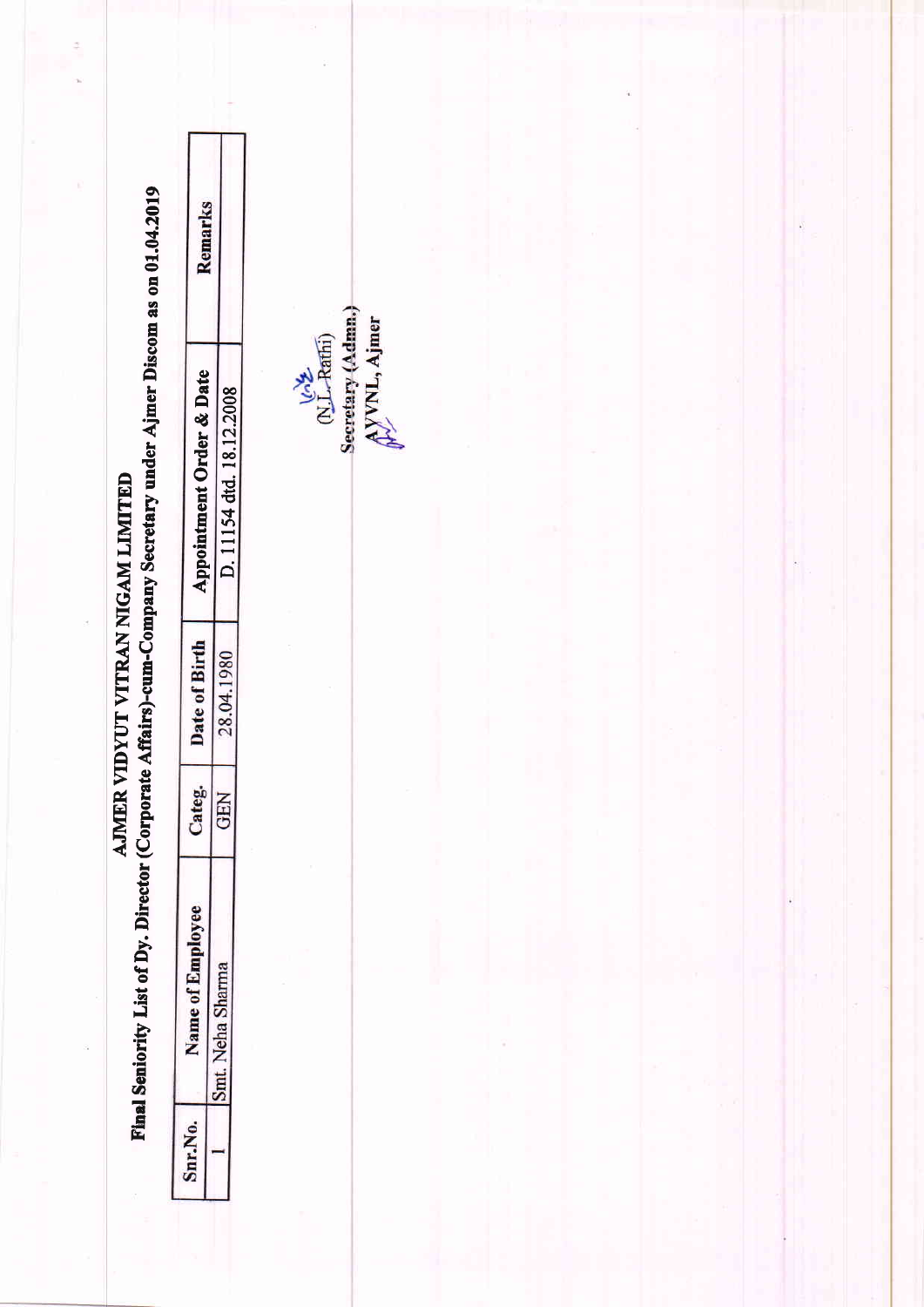## AJMER VIDYUT VITRAN NIGAM LIMITED

### Final Seniority List of Dy. Director (Corporate Affairs)-cum-Company Secretary under Ajmer Discom as on 01.04.2019

| Snr.No. | Name of Employee | Categ. | Date of Birth | Appointment Order & Date | Remarks |
|---|---|---|---|---|---|
| 1 | Smt. Neha Sharma | GEN | 28.04.1980 | D. 11154 dtd. 18.12.2008 | |

(N.L. Rathi)
Secretary (Admn.)
AVVNL, Ajmer